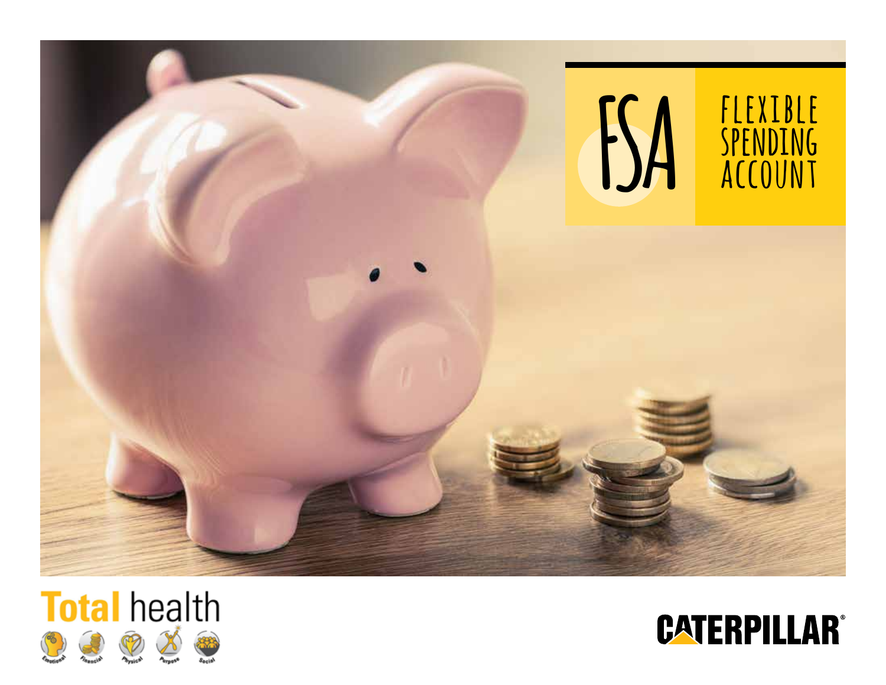# FSA

## FLEXIBLE SPENDING ACCOUNT

**Total** health

Emotional Financial Physical Purpose Social

CATERPILLAR®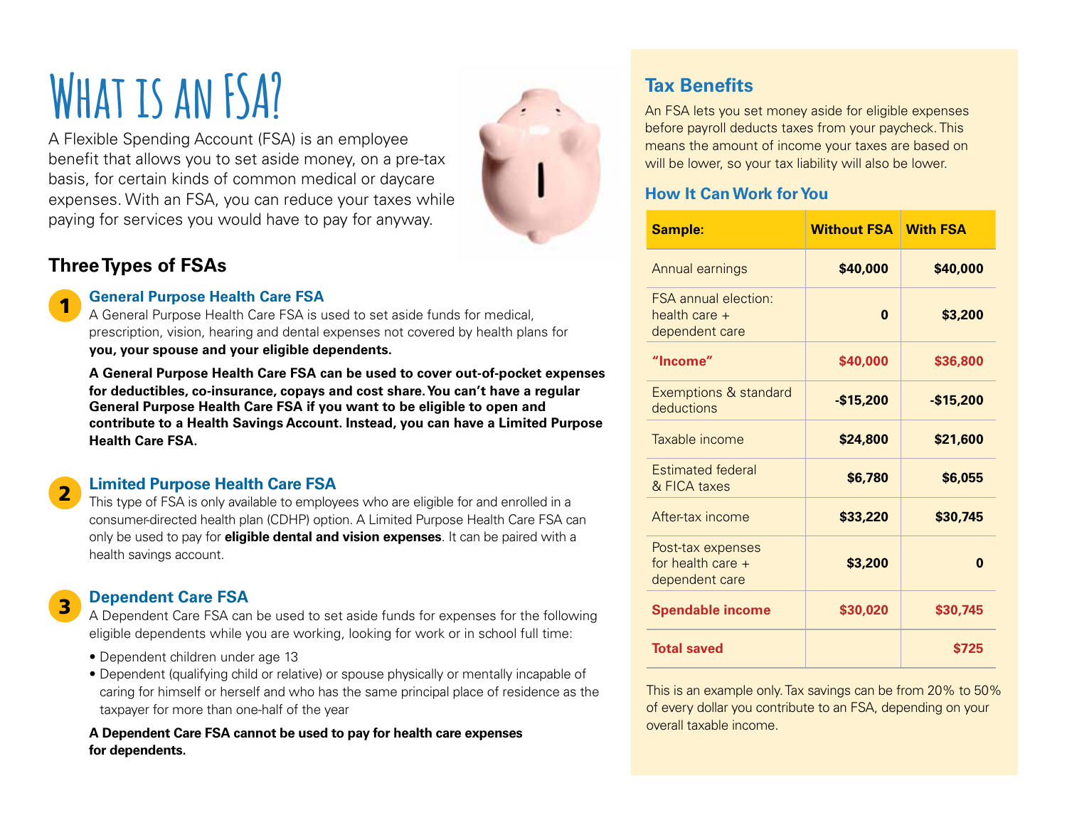# What is an FSA?

A Flexible Spending Account (FSA) is an employee benefit that allows you to set aside money, on a pre-tax basis, for certain kinds of common medical or daycare expenses. With an FSA, you can reduce your taxes while paying for services you would have to pay for anyway.

## Three Types of FSAs

### 1 General Purpose Health Care FSA

A General Purpose Health Care FSA is used to set aside funds for medical, prescription, vision, hearing and dental expenses not covered by health plans for **you, your spouse and your eligible dependents.**

**A General Purpose Health Care FSA can be used to cover out-of-pocket expenses for deductibles, co-insurance, copays and cost share. You can't have a regular General Purpose Health Care FSA if you want to be eligible to open and contribute to a Health Savings Account. Instead, you can have a Limited Purpose Health Care FSA.**

### 2 Limited Purpose Health Care FSA

This type of FSA is only available to employees who are eligible for and enrolled in a consumer-directed health plan (CDHP) option. A Limited Purpose Health Care FSA can only be used to pay for **eligible dental and vision expenses**. It can be paired with a health savings account.

### 3 Dependent Care FSA

A Dependent Care FSA can be used to set aside funds for expenses for the following eligible dependents while you are working, looking for work or in school full time:

- Dependent children under age 13
- Dependent (qualifying child or relative) or spouse physically or mentally incapable of caring for himself or herself and who has the same principal place of residence as the taxpayer for more than one-half of the year

**A Dependent Care FSA cannot be used to pay for health care expenses for dependents.**

## Tax Benefits

An FSA lets you set money aside for eligible expenses before payroll deducts taxes from your paycheck. This means the amount of income your taxes are based on will be lower, so your tax liability will also be lower.

### How It Can Work for You

| Sample: | Without FSA | With FSA |
|---|---|---|
| Annual earnings | $40,000 | $40,000 |
| FSA annual election: health care + dependent care | 0 | $3,200 |
| **"Income"** | **$40,000** | **$36,800** |
| Exemptions & standard deductions | -$15,200 | -$15,200 |
| Taxable income | $24,800 | $21,600 |
| Estimated federal & FICA taxes | $6,780 | $6,055 |
| After-tax income | $33,220 | $30,745 |
| Post-tax expenses for health care + dependent care | $3,200 | 0 |
| **Spendable income** | **$30,020** | **$30,745** |
| **Total saved** | | **$725** |

This is an example only. Tax savings can be from 20% to 50% of every dollar you contribute to an FSA, depending on your overall taxable income.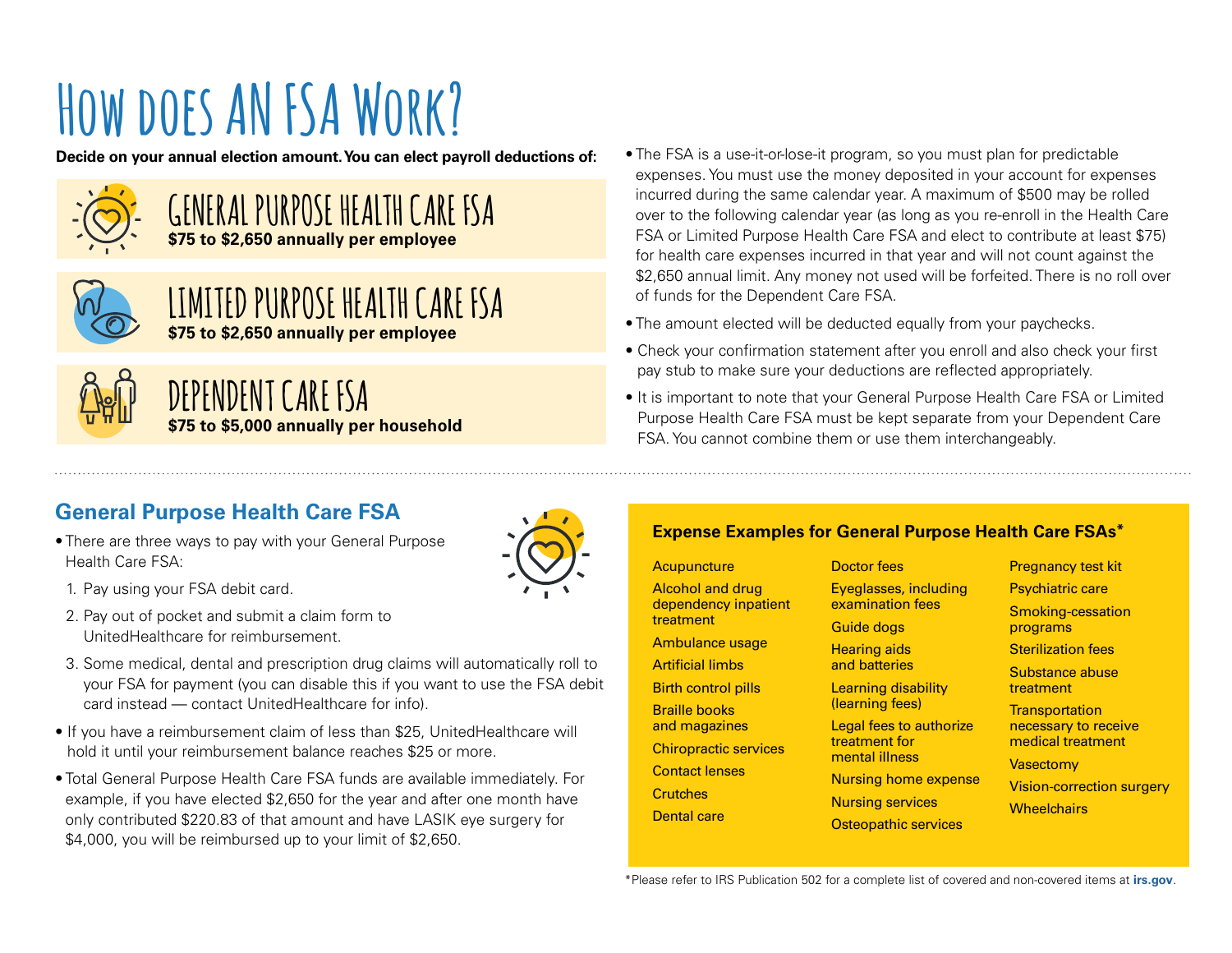# How does an FSA Work?

**Decide on your annual election amount. You can elect payroll deductions of:**

## General Purpose Health Care FSA
**$75 to $2,650 annually per employee**

## Limited Purpose Health Care FSA
**$75 to $2,650 annually per employee**

## Dependent Care FSA
**$75 to $5,000 annually per household**

- The FSA is a use-it-or-lose-it program, so you must plan for predictable expenses. You must use the money deposited in your account for expenses incurred during the same calendar year. A maximum of $500 may be rolled over to the following calendar year (as long as you re-enroll in the Health Care FSA or Limited Purpose Health Care FSA and elect to contribute at least $75) for health care expenses incurred in that year and will not count against the $2,650 annual limit. Any money not used will be forfeited. There is no roll over of funds for the Dependent Care FSA.
- The amount elected will be deducted equally from your paychecks.
- Check your confirmation statement after you enroll and also check your first pay stub to make sure your deductions are reflected appropriately.
- It is important to note that your General Purpose Health Care FSA or Limited Purpose Health Care FSA must be kept separate from your Dependent Care FSA. You cannot combine them or use them interchangeably.

## General Purpose Health Care FSA

- There are three ways to pay with your General Purpose Health Care FSA:
  1. Pay using your FSA debit card.
  2. Pay out of pocket and submit a claim form to UnitedHealthcare for reimbursement.
  3. Some medical, dental and prescription drug claims will automatically roll to your FSA for payment (you can disable this if you want to use the FSA debit card instead — contact UnitedHealthcare for info).
- If you have a reimbursement claim of less than $25, UnitedHealthcare will hold it until your reimbursement balance reaches $25 or more.
- Total General Purpose Health Care FSA funds are available immediately. For example, if you have elected $2,650 for the year and after one month have only contributed $220.83 of that amount and have LASIK eye surgery for $4,000, you will be reimbursed up to your limit of $2,650.

### Expense Examples for General Purpose Health Care FSAs*

- Acupuncture
- Alcohol and drug dependency inpatient treatment
- Ambulance usage
- Artificial limbs
- Birth control pills
- Braille books and magazines
- Chiropractic services
- Contact lenses
- Crutches
- Dental care
- Doctor fees
- Eyeglasses, including examination fees
- Guide dogs
- Hearing aids and batteries
- Learning disability (learning fees)
- Legal fees to authorize treatment for mental illness
- Nursing home expense
- Nursing services
- Osteopathic services
- Pregnancy test kit
- Psychiatric care
- Smoking-cessation programs
- Sterilization fees
- Substance abuse treatment
- Transportation necessary to receive medical treatment
- Vasectomy
- Vision-correction surgery
- Wheelchairs

*Please refer to IRS Publication 502 for a complete list of covered and non-covered items at **irs.gov**.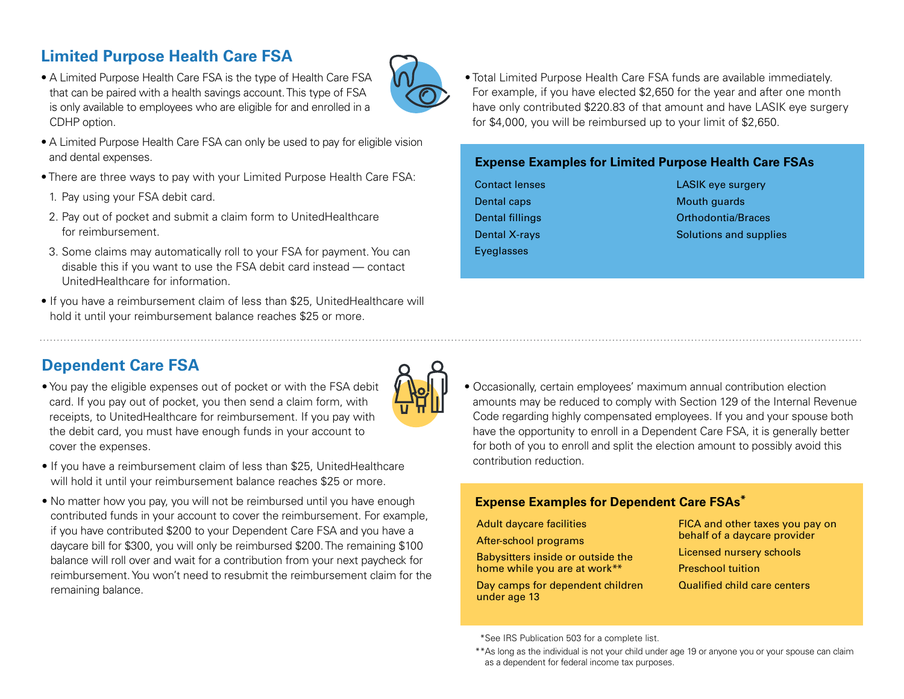## Limited Purpose Health Care FSA

- A Limited Purpose Health Care FSA is the type of Health Care FSA that can be paired with a health savings account. This type of FSA is only available to employees who are eligible for and enrolled in a CDHP option.
- A Limited Purpose Health Care FSA can only be used to pay for eligible vision and dental expenses.
- There are three ways to pay with your Limited Purpose Health Care FSA:
  1. Pay using your FSA debit card.
  2. Pay out of pocket and submit a claim form to UnitedHealthcare for reimbursement.
  3. Some claims may automatically roll to your FSA for payment. You can disable this if you want to use the FSA debit card instead — contact UnitedHealthcare for information.
- If you have a reimbursement claim of less than $25, UnitedHealthcare will hold it until your reimbursement balance reaches $25 or more.
- Total Limited Purpose Health Care FSA funds are available immediately. For example, if you have elected $2,650 for the year and after one month have only contributed $220.83 of that amount and have LASIK eye surgery for $4,000, you will be reimbursed up to your limit of $2,650.

### Expense Examples for Limited Purpose Health Care FSAs

- Contact lenses
- Dental caps
- Dental fillings
- Dental X-rays
- Eyeglasses
- LASIK eye surgery
- Mouth guards
- Orthodontia/Braces
- Solutions and supplies

## Dependent Care FSA

- You pay the eligible expenses out of pocket or with the FSA debit card. If you pay out of pocket, you then send a claim form, with receipts, to UnitedHealthcare for reimbursement. If you pay with the debit card, you must have enough funds in your account to cover the expenses.
- If you have a reimbursement claim of less than $25, UnitedHealthcare will hold it until your reimbursement balance reaches $25 or more.
- No matter how you pay, you will not be reimbursed until you have enough contributed funds in your account to cover the reimbursement. For example, if you have contributed $200 to your Dependent Care FSA and you have a daycare bill for $300, you will only be reimbursed $200. The remaining $100 balance will roll over and wait for a contribution from your next paycheck for reimbursement. You won't need to resubmit the reimbursement claim for the remaining balance.
- Occasionally, certain employees' maximum annual contribution election amounts may be reduced to comply with Section 129 of the Internal Revenue Code regarding highly compensated employees. If you and your spouse both have the opportunity to enroll in a Dependent Care FSA, it is generally better for both of you to enroll and split the election amount to possibly avoid this contribution reduction.

### Expense Examples for Dependent Care FSAs*

- Adult daycare facilities
- After-school programs
- Babysitters inside or outside the home while you are at work**
- Day camps for dependent children under age 13
- FICA and other taxes you pay on behalf of a daycare provider
- Licensed nursery schools
- Preschool tuition
- Qualified child care centers

*See IRS Publication 503 for a complete list.

**As long as the individual is not your child under age 19 or anyone you or your spouse can claim as a dependent for federal income tax purposes.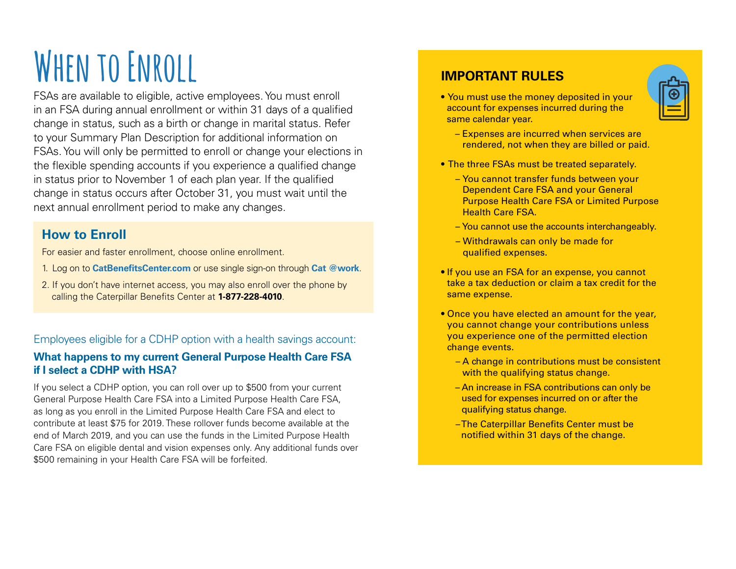# When to Enroll

FSAs are available to eligible, active employees. You must enroll in an FSA during annual enrollment or within 31 days of a qualified change in status, such as a birth or change in marital status. Refer to your Summary Plan Description for additional information on FSAs. You will only be permitted to enroll or change your elections in the flexible spending accounts if you experience a qualified change in status prior to November 1 of each plan year. If the qualified change in status occurs after October 31, you must wait until the next annual enrollment period to make any changes.

## How to Enroll

For easier and faster enrollment, choose online enrollment.

1. Log on to **CatBenefitsCenter.com** or use single sign-on through **Cat @work**.
2. If you don't have internet access, you may also enroll over the phone by calling the Caterpillar Benefits Center at **1-877-228-4010**.

Employees eligible for a CDHP option with a health savings account:

### What happens to my current General Purpose Health Care FSA if I select a CDHP with HSA?

If you select a CDHP option, you can roll over up to $500 from your current General Purpose Health Care FSA into a Limited Purpose Health Care FSA, as long as you enroll in the Limited Purpose Health Care FSA and elect to contribute at least $75 for 2019. These rollover funds become available at the end of March 2019, and you can use the funds in the Limited Purpose Health Care FSA on eligible dental and vision expenses only. Any additional funds over $500 remaining in your Health Care FSA will be forfeited.

## IMPORTANT RULES

- You must use the money deposited in your account for expenses incurred during the same calendar year.
  - Expenses are incurred when services are rendered, not when they are billed or paid.
- The three FSAs must be treated separately.
  - You cannot transfer funds between your Dependent Care FSA and your General Purpose Health Care FSA or Limited Purpose Health Care FSA.
  - You cannot use the accounts interchangeably.
  - Withdrawals can only be made for qualified expenses.
- If you use an FSA for an expense, you cannot take a tax deduction or claim a tax credit for the same expense.
- Once you have elected an amount for the year, you cannot change your contributions unless you experience one of the permitted election change events.
  - A change in contributions must be consistent with the qualifying status change.
  - An increase in FSA contributions can only be used for expenses incurred on or after the qualifying status change.
  - The Caterpillar Benefits Center must be notified within 31 days of the change.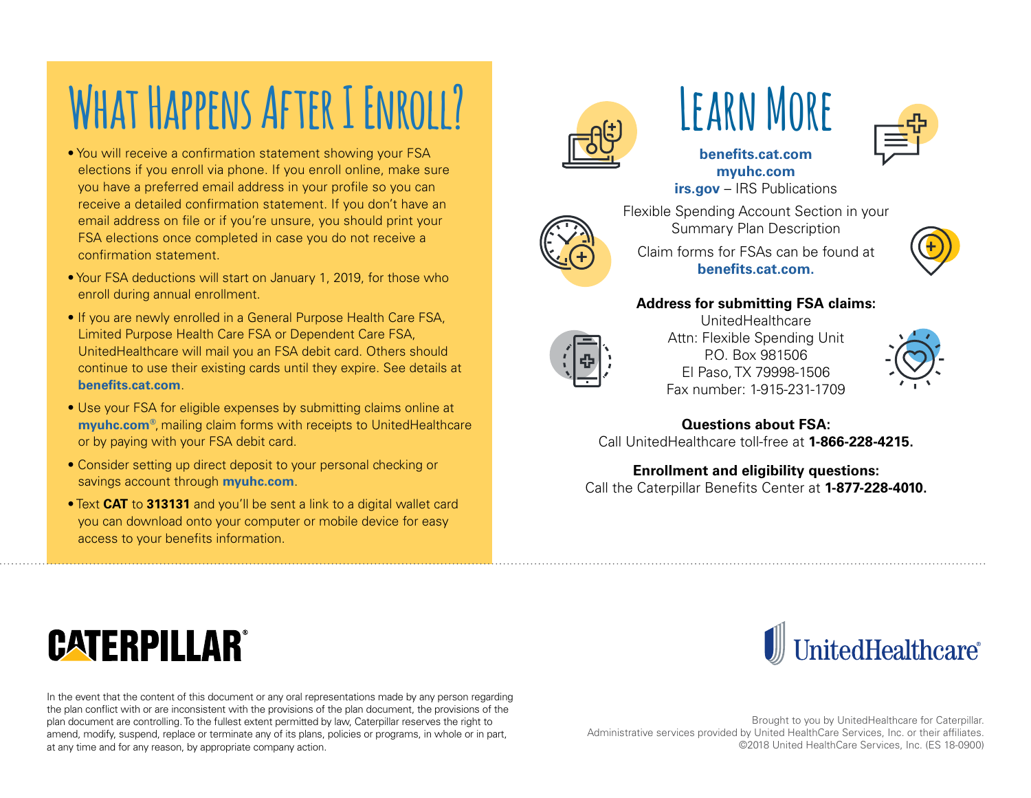# What Happens After I Enroll?

- You will receive a confirmation statement showing your FSA elections if you enroll via phone. If you enroll online, make sure you have a preferred email address in your profile so you can receive a detailed confirmation statement. If you don't have an email address on file or if you're unsure, you should print your FSA elections once completed in case you do not receive a confirmation statement.
- Your FSA deductions will start on January 1, 2019, for those who enroll during annual enrollment.
- If you are newly enrolled in a General Purpose Health Care FSA, Limited Purpose Health Care FSA or Dependent Care FSA, UnitedHealthcare will mail you an FSA debit card. Others should continue to use their existing cards until they expire. See details at **benefits.cat.com**.
- Use your FSA for eligible expenses by submitting claims online at **myuhc.com**®, mailing claim forms with receipts to UnitedHealthcare or by paying with your FSA debit card.
- Consider setting up direct deposit to your personal checking or savings account through **myuhc.com**.
- Text **CAT** to **313131** and you'll be sent a link to a digital wallet card you can download onto your computer or mobile device for easy access to your benefits information.

# Learn More

**benefits.cat.com**
**myuhc.com**
**irs.gov** – IRS Publications

Flexible Spending Account Section in your Summary Plan Description

Claim forms for FSAs can be found at **benefits.cat.com.**

**Address for submitting FSA claims:**
UnitedHealthcare
Attn: Flexible Spending Unit
P.O. Box 981506
El Paso, TX 79998-1506
Fax number: 1-915-231-1709

**Questions about FSA:**
Call UnitedHealthcare toll-free at **1-866-228-4215.**

**Enrollment and eligibility questions:**
Call the Caterpillar Benefits Center at **1-877-228-4010.**

CATERPILLAR®

UnitedHealthcare®

In the event that the content of this document or any oral representations made by any person regarding the plan conflict with or are inconsistent with the provisions of the plan document, the provisions of the plan document are controlling. To the fullest extent permitted by law, Caterpillar reserves the right to amend, modify, suspend, replace or terminate any of its plans, policies or programs, in whole or in part, at any time and for any reason, by appropriate company action.

Brought to you by UnitedHealthcare for Caterpillar.
Administrative services provided by United HealthCare Services, Inc. or their affiliates.
©2018 United HealthCare Services, Inc. (ES 18-0900)